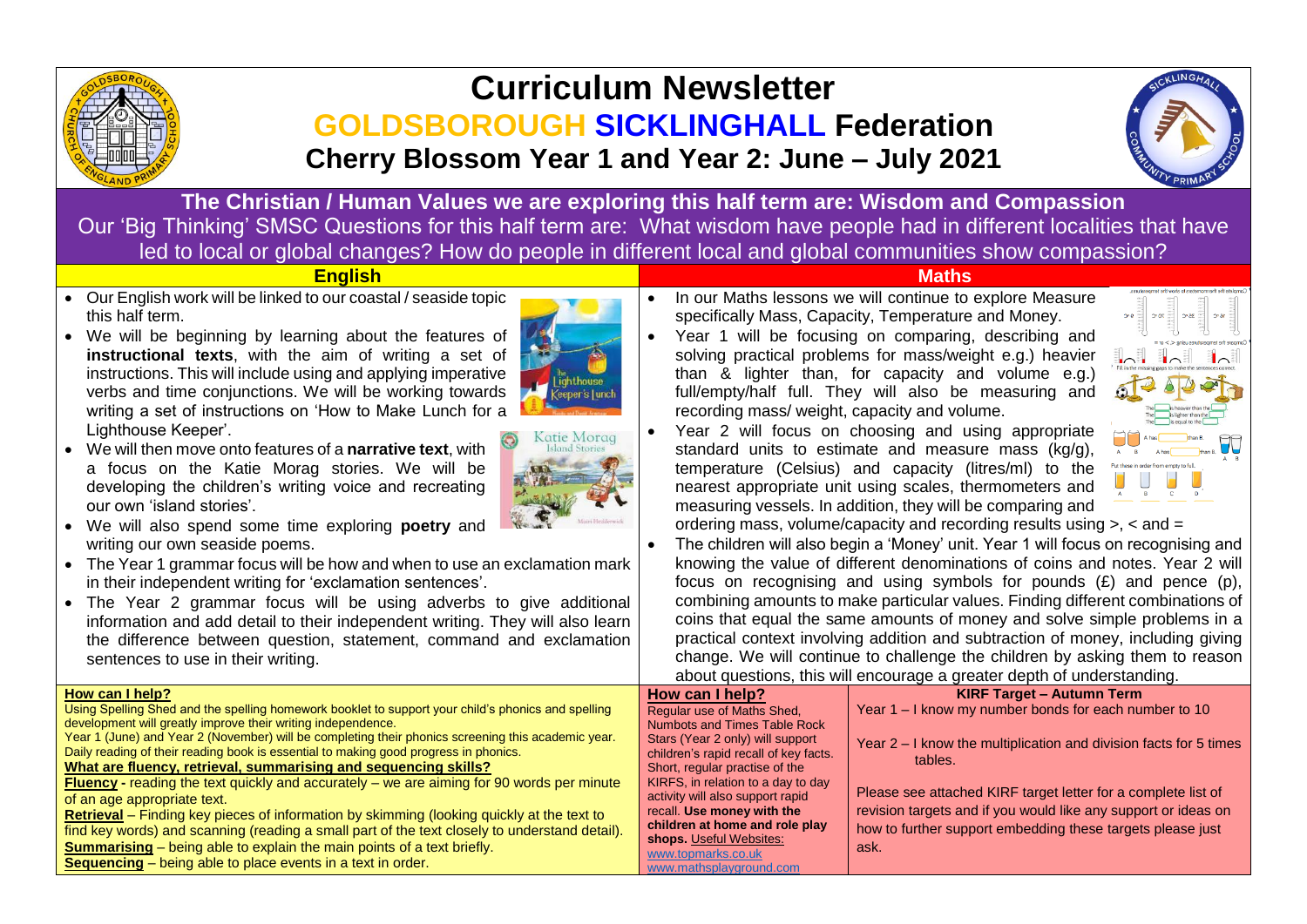# Curriculum Newsletter

## GOLDSBOROUGH SICKLINGHALL Federation

## Cherry Blossom Year 1 and Year 2: June – July 2021

**The Christian / Human Values we are exploring this half term are: Wisdom and Compassion**

Our 'Big Thinking' SMSC Questions for this half term are: What wisdom have people had in different localities that have led to local or global changes? How do people in different local and global communities show compassion?

### English

- Our English work will be linked to our coastal / seaside topic this half term.
- We will be beginning by learning about the features of **instructional texts**, with the aim of writing a set of instructions. This will include using and applying imperative verbs and time conjunctions. We will be working towards writing a set of instructions on 'How to Make Lunch for a Lighthouse Keeper'.
- We will then move onto features of a **narrative text**, with a focus on the Katie Morag stories. We will be developing the children's writing voice and recreating our own 'island stories'.
- We will also spend some time exploring **poetry** and writing our own seaside poems.
- The Year 1 grammar focus will be how and when to use an exclamation mark in their independent writing for 'exclamation sentences'.
- The Year 2 grammar focus will be using adverbs to give additional information and add detail to their independent writing. They will also learn the difference between question, statement, command and exclamation sentences to use in their writing.

**How can I help?**

Using Spelling Shed and the spelling homework booklet to support your child's phonics and spelling development will greatly improve their writing independence.

Year 1 (June) and Year 2 (November) will be completing their phonics screening this academic year. Daily reading of their reading book is essential to making good progress in phonics.

**What are fluency, retrieval, summarising and sequencing skills?**

**Fluency** - reading the text quickly and accurately – we are aiming for 90 words per minute of an age appropriate text.

**Retrieval** – Finding key pieces of information by skimming (looking quickly at the text to find key words) and scanning (reading a small part of the text closely to understand detail).

**Summarising** – being able to explain the main points of a text briefly.

**Sequencing** – being able to place events in a text in order.

### Maths

- In our Maths lessons we will continue to explore Measure specifically Mass, Capacity, Temperature and Money.
- Year 1 will be focusing on comparing, describing and solving practical problems for mass/weight e.g.) heavier than & lighter than, for capacity and volume e.g.) full/empty/half full. They will also be measuring and recording mass/ weight, capacity and volume.
- Year 2 will focus on choosing and using appropriate standard units to estimate and measure mass (kg/g), temperature (Celsius) and capacity (litres/ml) to the nearest appropriate unit using scales, thermometers and measuring vessels. In addition, they will be comparing and ordering mass, volume/capacity and recording results using >, < and =
- The children will also begin a 'Money' unit. Year 1 will focus on recognising and knowing the value of different denominations of coins and notes. Year 2 will focus on recognising and using symbols for pounds (£) and pence (p), combining amounts to make particular values. Finding different combinations of coins that equal the same amounts of money and solve simple problems in a practical context involving addition and subtraction of money, including giving change. We will continue to challenge the children by asking them to reason about questions, this will encourage a greater depth of understanding.

**How can I help?**

Regular use of Maths Shed, Numbots and Times Table Rock Stars (Year 2 only) will support children's rapid recall of key facts. Short, regular practise of the KIRFS, in relation to a day to day activity will also support rapid recall. **Use money with the children at home and role play shops.** Useful Websites:

www.topmarks.co.uk

www.mathsplayground.com

**KIRF Target – Autumn Term**

Year 1 – I know my number bonds for each number to 10

Year 2 – I know the multiplication and division facts for 5 times tables.

Please see attached KIRF target letter for a complete list of revision targets and if you would like any support or ideas on how to further support embedding these targets please just ask.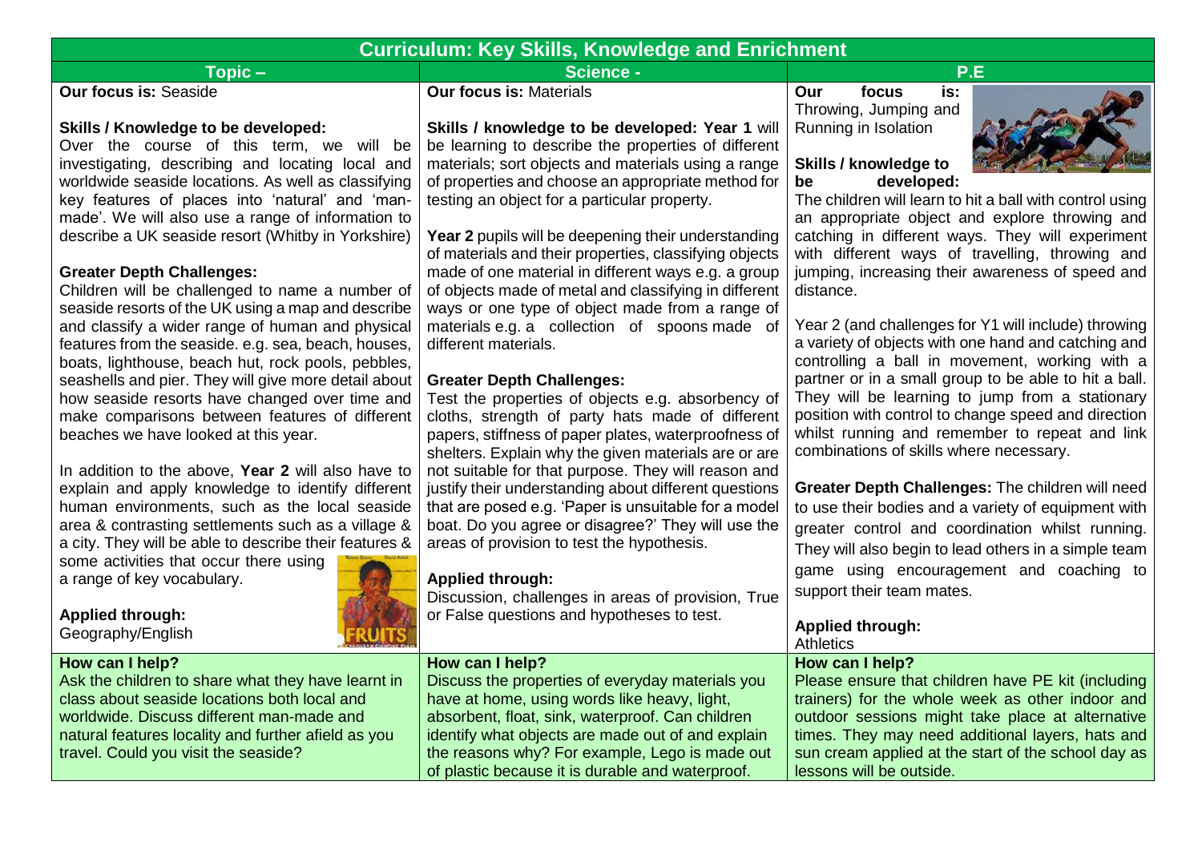# Curriculum: Key Skills, Knowledge and Enrichment

| Topic – | Science - | P.E |
|---|---|---|
| **Our focus is:** Seaside<br><br>**Skills / Knowledge to be developed:**<br>Over the course of this term, we will be investigating, describing and locating local and worldwide seaside locations. As well as classifying key features of places into 'natural' and 'man-made'. We will also use a range of information to describe a UK seaside resort (Whitby in Yorkshire)<br><br>**Greater Depth Challenges:**<br>Children will be challenged to name a number of seaside resorts of the UK using a map and describe and classify a wider range of human and physical features from the seaside. e.g. sea, beach, houses, boats, lighthouse, beach hut, rock pools, pebbles, seashells and pier. They will give more detail about how seaside resorts have changed over time and make comparisons between features of different beaches we have looked at this year.<br><br>In addition to the above, **Year 2** will also have to explain and apply knowledge to identify different human environments, such as the local seaside area & contrasting settlements such as a village & a city. They will be able to describe their features & some activities that occur there using a range of key vocabulary.<br><br>**Applied through:**<br>Geography/English | **Our focus is:** Materials<br><br>**Skills / knowledge to be developed: Year 1** will be learning to describe the properties of different materials; sort objects and materials using a range of properties and choose an appropriate method for testing an object for a particular property.<br><br>**Year 2** pupils will be deepening their understanding of materials and their properties, classifying objects made of one material in different ways e.g. a group of objects made of metal and classifying in different ways or one type of object made from a range of materials e.g. a collection of spoons made of different materials.<br><br>**Greater Depth Challenges:**<br>Test the properties of objects e.g. absorbency of cloths, strength of party hats made of different papers, stiffness of paper plates, waterproofness of shelters. Explain why the given materials are or are not suitable for that purpose. They will reason and justify their understanding about different questions that are posed e.g. 'Paper is unsuitable for a model boat. Do you agree or disagree?' They will use the areas of provision to test the hypothesis.<br><br>**Applied through:**<br>Discussion, challenges in areas of provision, True or False questions and hypotheses to test. | **Our focus is:** Throwing, Jumping and Running in Isolation<br><br>**Skills / knowledge to be developed:**<br>The children will learn to hit a ball with control using an appropriate object and explore throwing and catching in different ways. They will experiment with different ways of travelling, throwing and jumping, increasing their awareness of speed and distance.<br><br>Year 2 (and challenges for Y1 will include) throwing a variety of objects with one hand and catching and controlling a ball in movement, working with a partner or in a small group to be able to hit a ball. They will be learning to jump from a stationary position with control to change speed and direction whilst running and remember to repeat and link combinations of skills where necessary.<br><br>**Greater Depth Challenges:** The children will need to use their bodies and a variety of equipment with greater control and coordination whilst running. They will also begin to lead others in a simple team game using encouragement and coaching to support their team mates.<br><br>**Applied through:**<br>Athletics |
| **How can I help?**<br>Ask the children to share what they have learnt in class about seaside locations both local and worldwide. Discuss different man-made and natural features locality and further afield as you travel. Could you visit the seaside? | **How can I help?**<br>Discuss the properties of everyday materials you have at home, using words like heavy, light, absorbent, float, sink, waterproof. Can children identify what objects are made out of and explain the reasons why? For example, Lego is made out of plastic because it is durable and waterproof. | **How can I help?**<br>Please ensure that children have PE kit (including trainers) for the whole week as other indoor and outdoor sessions might take place at alternative times. They may need additional layers, hats and sun cream applied at the start of the school day as lessons will be outside. |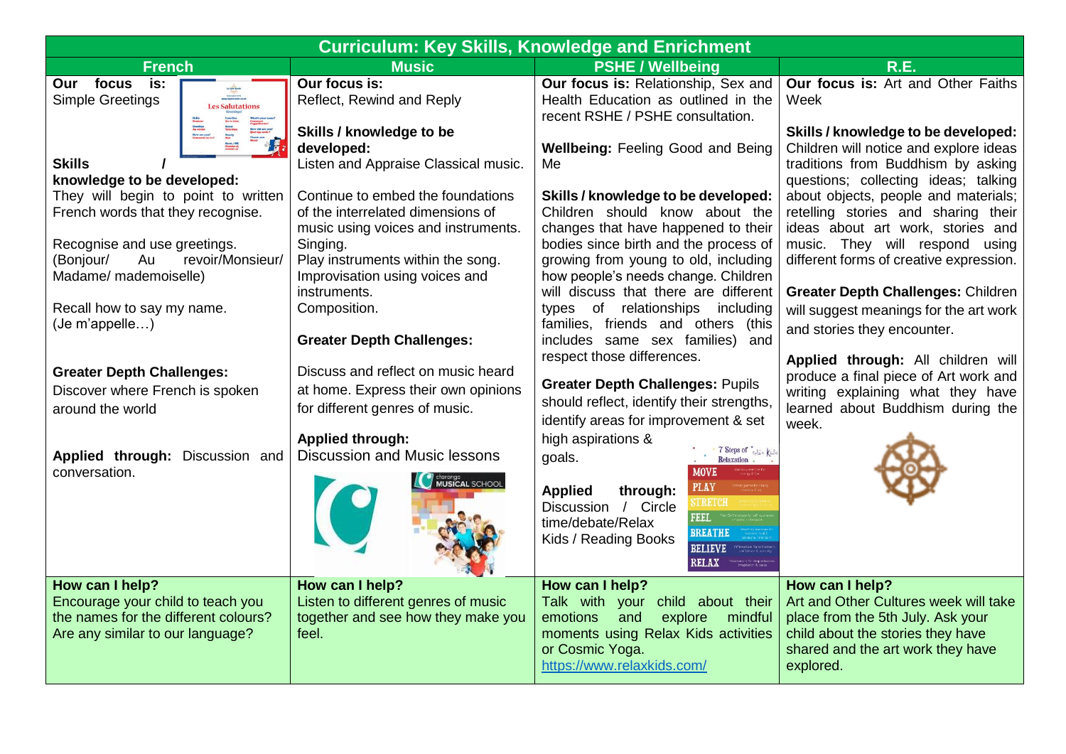# Curriculum: Key Skills, Knowledge and Enrichment

| French | Music | PSHE / Wellbeing | R.E. |
|---|---|---|---|
| **Our focus is:** Simple Greetings<br><br>**Skills / knowledge to be developed:**<br>They will begin to point to written French words that they recognise.<br><br>Recognise and use greetings. (Bonjour/ Au revoir/Monsieur/ Madame/ mademoiselle)<br><br>Recall how to say my name. (Je m'appelle…)<br><br>**Greater Depth Challenges:**<br>Discover where French is spoken around the world<br><br>**Applied through:** Discussion and conversation. | **Our focus is:**<br>Reflect, Rewind and Reply<br><br>**Skills / knowledge to be developed:**<br>Listen and Appraise Classical music.<br><br>Continue to embed the foundations of the interrelated dimensions of music using voices and instruments.<br>Singing.<br>Play instruments within the song.<br>Improvisation using voices and instruments.<br>Composition.<br><br>**Greater Depth Challenges:**<br><br>Discuss and reflect on music heard at home. Express their own opinions for different genres of music.<br><br>**Applied through:**<br>Discussion and Music lessons | **Our focus is:** Relationship, Sex and Health Education as outlined in the recent RSHE / PSHE consultation.<br><br>**Wellbeing:** Feeling Good and Being Me<br><br>**Skills / knowledge to be developed:**<br>Children should know about the changes that have happened to their bodies since birth and the process of growing from young to old, including how people's needs change. Children will discuss that there are different types of relationships including families, friends and others (this includes same sex families) and respect those differences.<br><br>**Greater Depth Challenges:** Pupils should reflect, identify their strengths, identify areas for improvement & set high aspirations & goals.<br><br>**Applied through:** Discussion / Circle time/debate/Relax Kids / Reading Books | **Our focus is:** Art and Other Faiths Week<br><br>**Skills / knowledge to be developed:**<br>Children will notice and explore ideas traditions from Buddhism by asking questions; collecting ideas; talking about objects, people and materials; retelling stories and sharing their ideas about art work, stories and music. They will respond using different forms of creative expression.<br><br>**Greater Depth Challenges:** Children will suggest meanings for the art work and stories they encounter.<br><br>**Applied through:** All children will produce a final piece of Art work and writing explaining what they have learned about Buddhism during the week. |
| **How can I help?**<br>Encourage your child to teach you the names for the different colours? Are any similar to our language? | **How can I help?**<br>Listen to different genres of music together and see how they make you feel. | **How can I help?**<br>Talk with your child about their emotions and explore mindful moments using Relax Kids activities or Cosmic Yoga.<br>https://www.relaxkids.com/ | **How can I help?**<br>Art and Other Cultures week will take place from the 5th July. Ask your child about the stories they have shared and the art work they have explored. |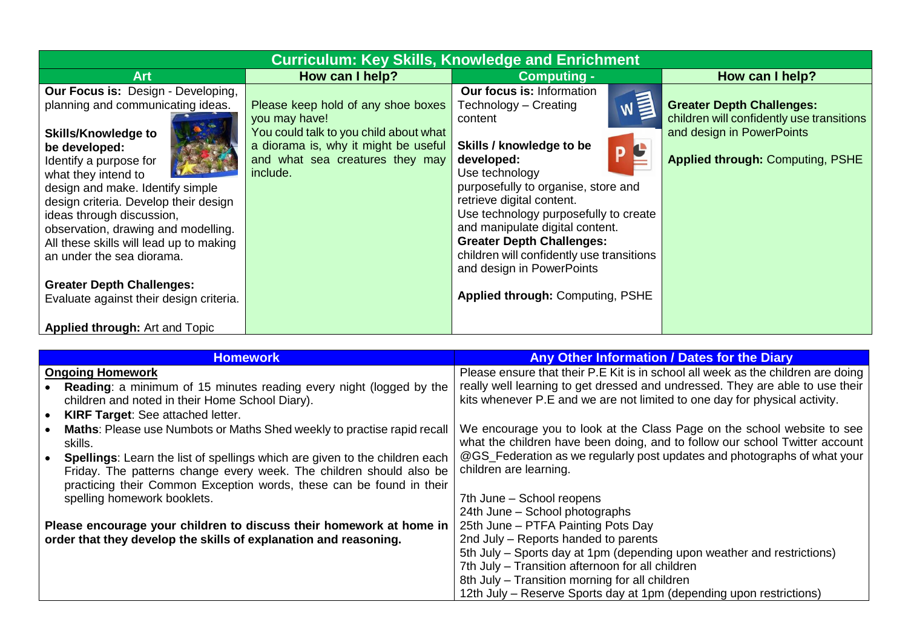| Curriculum: Key Skills, Knowledge and Enrichment | | | |
|---|---|---|---|
| **Art** | **How can I help?** | **Computing -** | **How can I help?** |
| **Our Focus is:** Design - Developing, planning and communicating ideas.<br><br>**Skills/Knowledge to be developed:**<br>Identify a purpose for what they intend to design and make. Identify simple design criteria. Develop their design ideas through discussion, observation, drawing and modelling. All these skills will lead up to making an under the sea diorama.<br><br>**Greater Depth Challenges:**<br>Evaluate against their design criteria.<br><br>**Applied through:** Art and Topic | Please keep hold of any shoe boxes you may have!<br>You could talk to you child about what a diorama is, why it might be useful and what sea creatures they may include. | **Our focus is:** Information Technology – Creating content<br><br>**Skills / knowledge to be developed:**<br>Use technology purposefully to organise, store and retrieve digital content.<br>Use technology purposefully to create and manipulate digital content.<br>**Greater Depth Challenges:**<br>children will confidently use transitions and design in PowerPoints<br><br>**Applied through:** Computing, PSHE | **Greater Depth Challenges:**<br>children will confidently use transitions and design in PowerPoints<br><br>**Applied through:** Computing, PSHE |

| Homework | Any Other Information / Dates for the Diary |
|---|---|
| <u>**Ongoing Homework**</u><br>• **Reading**: a minimum of 15 minutes reading every night (logged by the children and noted in their Home School Diary).<br>• **KIRF Target**: See attached letter.<br>• **Maths**: Please use Numbots or Maths Shed weekly to practise rapid recall skills.<br>• **Spellings**: Learn the list of spellings which are given to the children each Friday. The patterns change every week. The children should also be practicing their Common Exception words, these can be found in their spelling homework booklets.<br><br>**Please encourage your children to discuss their homework at home in order that they develop the skills of explanation and reasoning.** | Please ensure that their P.E Kit is in school all week as the children are doing really well learning to get dressed and undressed. They are able to use their kits whenever P.E and we are not limited to one day for physical activity.<br><br>We encourage you to look at the Class Page on the school website to see what the children have been doing, and to follow our school Twitter account @GS_Federation as we regularly post updates and photographs of what your children are learning.<br><br>7th June – School reopens<br>24th June – School photographs<br>25th June – PTFA Painting Pots Day<br>2nd July – Reports handed to parents<br>5th July – Sports day at 1pm (depending upon weather and restrictions)<br>7th July – Transition afternoon for all children<br>8th July – Transition morning for all children<br>12th July – Reserve Sports day at 1pm (depending upon restrictions) |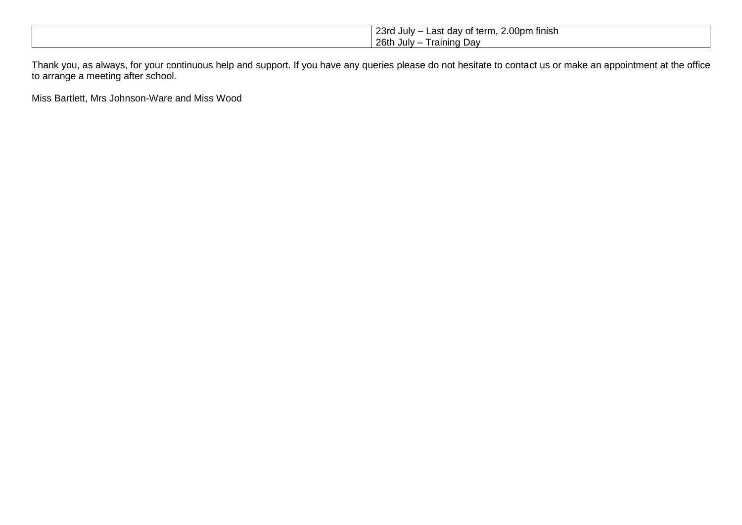| | |
|---|---|
| | 23rd July – Last day of term, 2.00pm finish<br>26th July – Training Day |

Thank you, as always, for your continuous help and support. If you have any queries please do not hesitate to contact us or make an appointment at the office to arrange a meeting after school.

Miss Bartlett, Mrs Johnson-Ware and Miss Wood